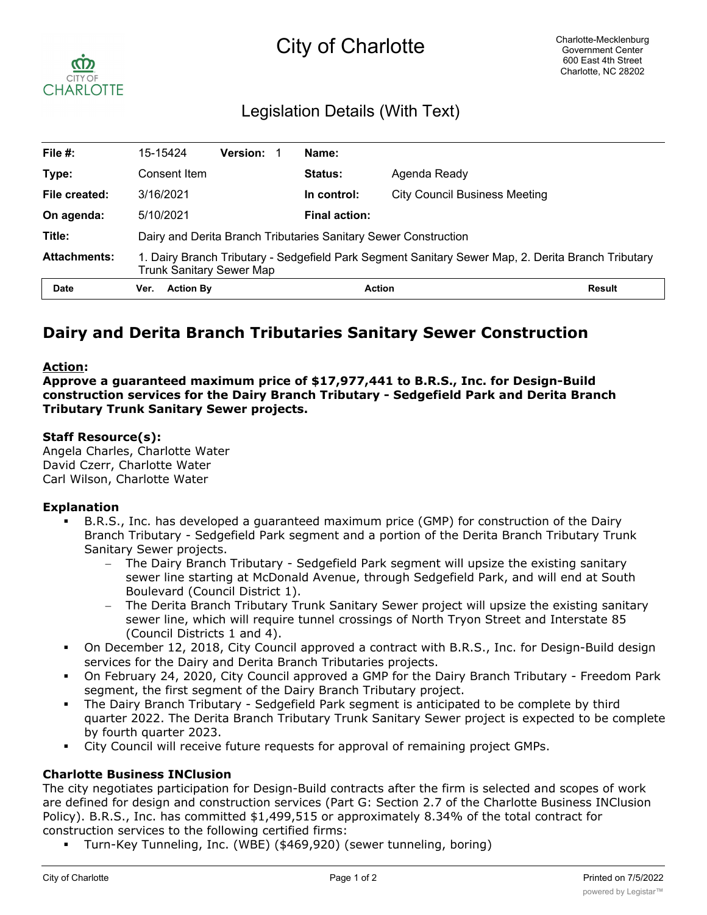# City of Charlotte

Charlotte-Mecklenburg Government Center
600 East 4th Street
Charlotte, NC 28202

## Legislation Details (With Text)

| | | | | | |
|---|---|---|---|---|---|
| **File #:** | 15-15424 | **Version:** 1 | **Name:** | | |
| **Type:** | Consent Item | | **Status:** | Agenda Ready | |
| **File created:** | 3/16/2021 | | **In control:** | City Council Business Meeting | |
| **On agenda:** | 5/10/2021 | | **Final action:** | | |
| **Title:** | Dairy and Derita Branch Tributaries Sanitary Sewer Construction | | | | |
| **Attachments:** | 1. Dairy Branch Tributary - Sedgefield Park Segment Sanitary Sewer Map, 2. Derita Branch Tributary Trunk Sanitary Sewer Map | | | | |

| Date | Ver. | Action By | Action | Result |
|---|---|---|---|---|

# Dairy and Derita Branch Tributaries Sanitary Sewer Construction

**Action:**
**Approve a guaranteed maximum price of $17,977,441 to B.R.S., Inc. for Design-Build construction services for the Dairy Branch Tributary - Sedgefield Park and Derita Branch Tributary Trunk Sanitary Sewer projects.**

**Staff Resource(s):**
Angela Charles, Charlotte Water
David Czerr, Charlotte Water
Carl Wilson, Charlotte Water

**Explanation**

- B.R.S., Inc. has developed a guaranteed maximum price (GMP) for construction of the Dairy Branch Tributary - Sedgefield Park segment and a portion of the Derita Branch Tributary Trunk Sanitary Sewer projects.
  - The Dairy Branch Tributary - Sedgefield Park segment will upsize the existing sanitary sewer line starting at McDonald Avenue, through Sedgefield Park, and will end at South Boulevard (Council District 1).
  - The Derita Branch Tributary Trunk Sanitary Sewer project will upsize the existing sanitary sewer line, which will require tunnel crossings of North Tryon Street and Interstate 85 (Council Districts 1 and 4).
- On December 12, 2018, City Council approved a contract with B.R.S., Inc. for Design-Build design services for the Dairy and Derita Branch Tributaries projects.
- On February 24, 2020, City Council approved a GMP for the Dairy Branch Tributary - Freedom Park segment, the first segment of the Dairy Branch Tributary project.
- The Dairy Branch Tributary - Sedgefield Park segment is anticipated to be complete by third quarter 2022. The Derita Branch Tributary Trunk Sanitary Sewer project is expected to be complete by fourth quarter 2023.
- City Council will receive future requests for approval of remaining project GMPs.

**Charlotte Business INClusion**
The city negotiates participation for Design-Build contracts after the firm is selected and scopes of work are defined for design and construction services (Part G: Section 2.7 of the Charlotte Business INClusion Policy). B.R.S., Inc. has committed $1,499,515 or approximately 8.34% of the total contract for construction services to the following certified firms:

- Turn-Key Tunneling, Inc. (WBE) ($469,920) (sewer tunneling, boring)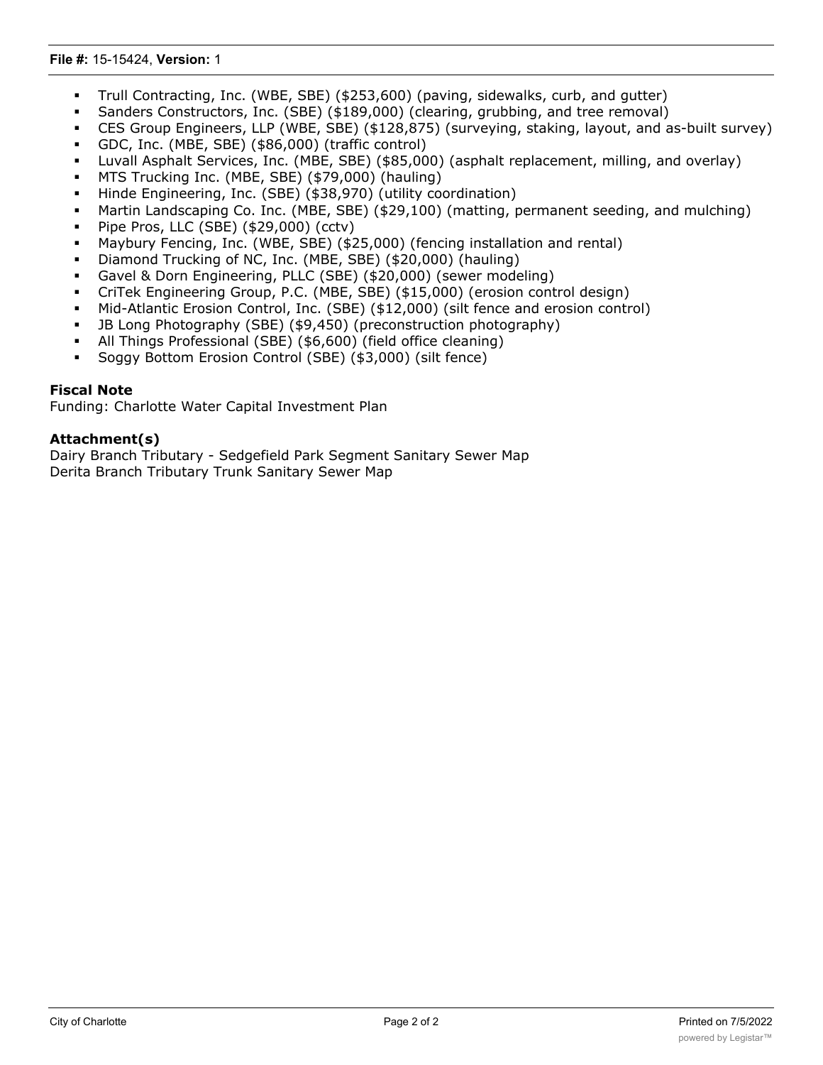- Trull Contracting, Inc. (WBE, SBE) ($253,600) (paving, sidewalks, curb, and gutter)
- Sanders Constructors, Inc. (SBE) ($189,000) (clearing, grubbing, and tree removal)
- CES Group Engineers, LLP (WBE, SBE) ($128,875) (surveying, staking, layout, and as-built survey)
- GDC, Inc. (MBE, SBE) ($86,000) (traffic control)
- Luvall Asphalt Services, Inc. (MBE, SBE) ($85,000) (asphalt replacement, milling, and overlay)
- MTS Trucking Inc. (MBE, SBE) ($79,000) (hauling)
- Hinde Engineering, Inc. (SBE) ($38,970) (utility coordination)
- Martin Landscaping Co. Inc. (MBE, SBE) ($29,100) (matting, permanent seeding, and mulching)
- Pipe Pros, LLC (SBE) ($29,000) (cctv)
- Maybury Fencing, Inc. (WBE, SBE) ($25,000) (fencing installation and rental)
- Diamond Trucking of NC, Inc. (MBE, SBE) ($20,000) (hauling)
- Gavel & Dorn Engineering, PLLC (SBE) ($20,000) (sewer modeling)
- CriTek Engineering Group, P.C. (MBE, SBE) ($15,000) (erosion control design)
- Mid-Atlantic Erosion Control, Inc. (SBE) ($12,000) (silt fence and erosion control)
- JB Long Photography (SBE) ($9,450) (preconstruction photography)
- All Things Professional (SBE) ($6,600) (field office cleaning)
- Soggy Bottom Erosion Control (SBE) ($3,000) (silt fence)

**Fiscal Note**

Funding: Charlotte Water Capital Investment Plan

**Attachment(s)**

Dairy Branch Tributary - Sedgefield Park Segment Sanitary Sewer Map

Derita Branch Tributary Trunk Sanitary Sewer Map